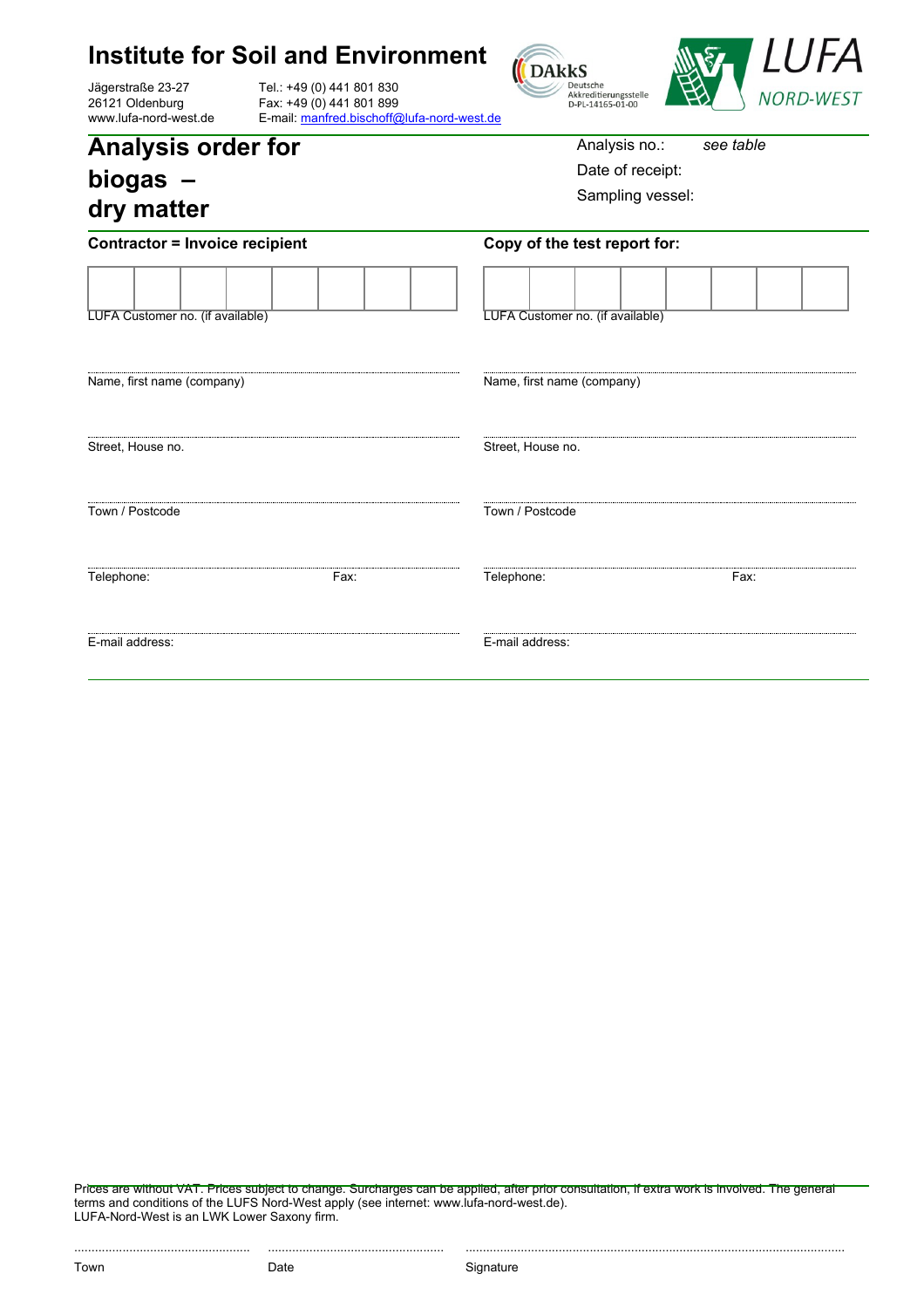# Institute for Soil and Environment

Jägerstraße 23-27
26121 Oldenburg
www.lufa-nord-west.de

Tel.: +49 (0) 441 801 830
Fax: +49 (0) 441 801 899
E-mail: manfred.bischoff@lufa-nord-west.de

DAkkS Deutsche Akkreditierungsstelle D-PL-14165-01-00

LUFA NORD-WEST

## Analysis order for biogas – dry matter

Analysis no.: *see table*
Date of receipt:
Sampling vessel:

| Contractor = Invoice recipient | Copy of the test report for: |
|---|---|
| LUFA Customer no. (if available) | LUFA Customer no. (if available) |
| Name, first name (company) | Name, first name (company) |
| Street, House no. | Street, House no. |
| Town / Postcode | Town / Postcode |
| Telephone: Fax: | Telephone: Fax: |
| E-mail address: | E-mail address: |

Prices are without VAT. Prices subject to change. Surcharges can be applied, after prior consultation, if extra work is involved. The general terms and conditions of the LUFS Nord-West apply (see internet: www.lufa-nord-west.de).
LUFA-Nord-West is an LWK Lower Saxony firm.

.................................................. .................................................. ..................................................

Town Date Signature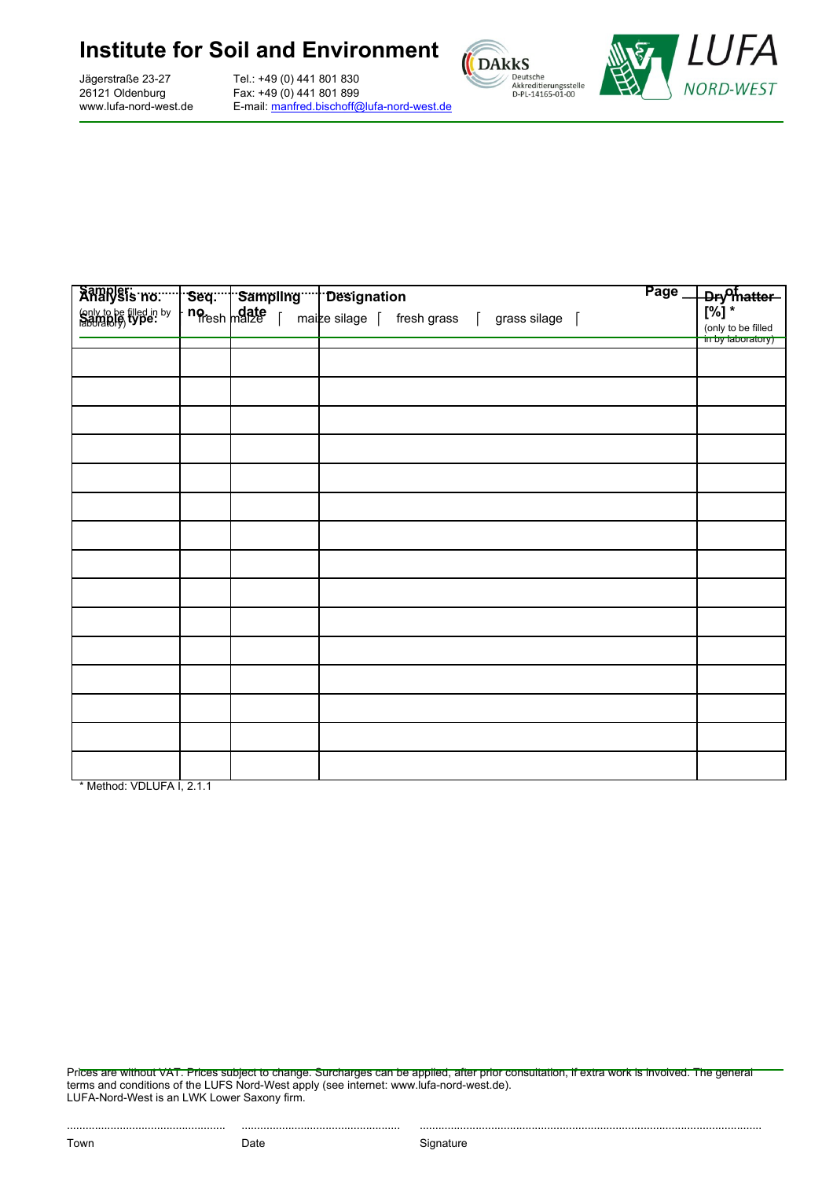# Institute for Soil and Environment

Jägerstraße 23-27
26121 Oldenburg
www.lufa-nord-west.de

Tel.: +49 (0) 441 801 830
Fax: +49 (0) 441 801 899
E-mail: manfred.bischoff@lufa-nord-west.de

DAkkS Deutsche Akkreditierungsstelle D-PL-14165-01-00

LUFA NORD-WEST

Sampler: ................................................................................................ Page ____ of ____

Sample type: fresh maize [ maize silage [ fresh grass [ grass silage [

| Analysis no. (only to be filled in by laboratory) | Seq. no. | Sampling date | Designation | Dry matter [%] * (only to be filled in by laboratory) |
|---|---|---|---|---|
| | | | | |
| | | | | |
| | | | | |
| | | | | |
| | | | | |
| | | | | |
| | | | | |
| | | | | |
| | | | | |
| | | | | |
| | | | | |
| | | | | |
| | | | | |
| | | | | |
| | | | | |

* Method: VDLUFA I, 2.1.1

Prices are without VAT. Prices subject to change. Surcharges can be applied, after prior consultation, if extra work is involved. The general terms and conditions of the LUFS Nord-West apply (see internet: www.lufa-nord-west.de).
LUFA-Nord-West is an LWK Lower Saxony firm.

.................................................. .................................................. ..................................................................................................................

Town Date Signature